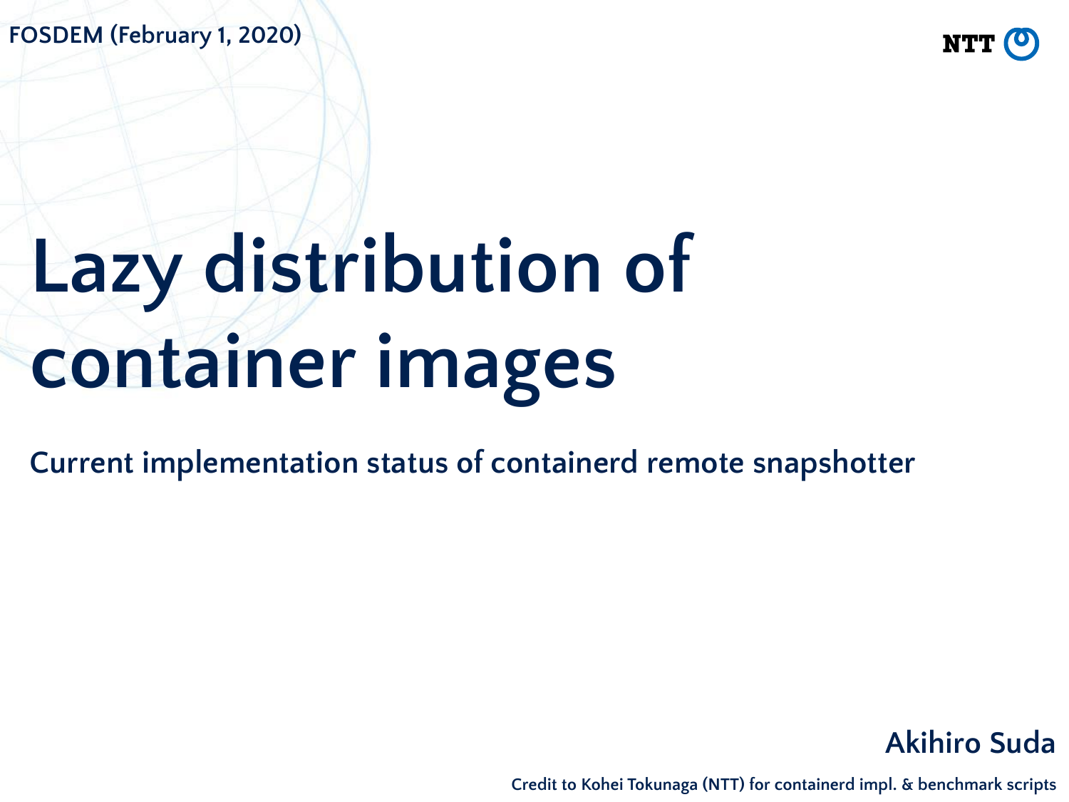FOSDEM (February 1, 2020)

NTT

# Lazy distribution of container images

## Current implementation status of containerd remote snapshotter

**Akihiro Suda**

Credit to Kohei Tokunaga (NTT) for containerd impl. & benchmark scripts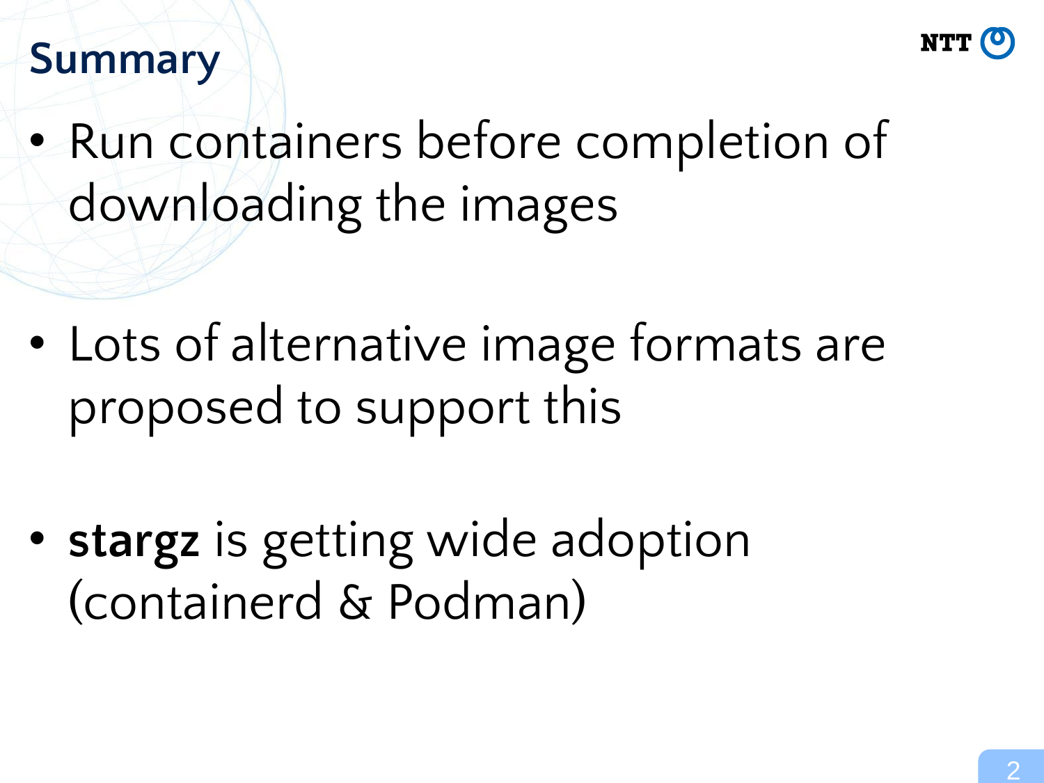# Summary

- Run containers before completion of downloading the images
- Lots of alternative image formats are proposed to support this
- **stargz** is getting wide adoption (containerd & Podman)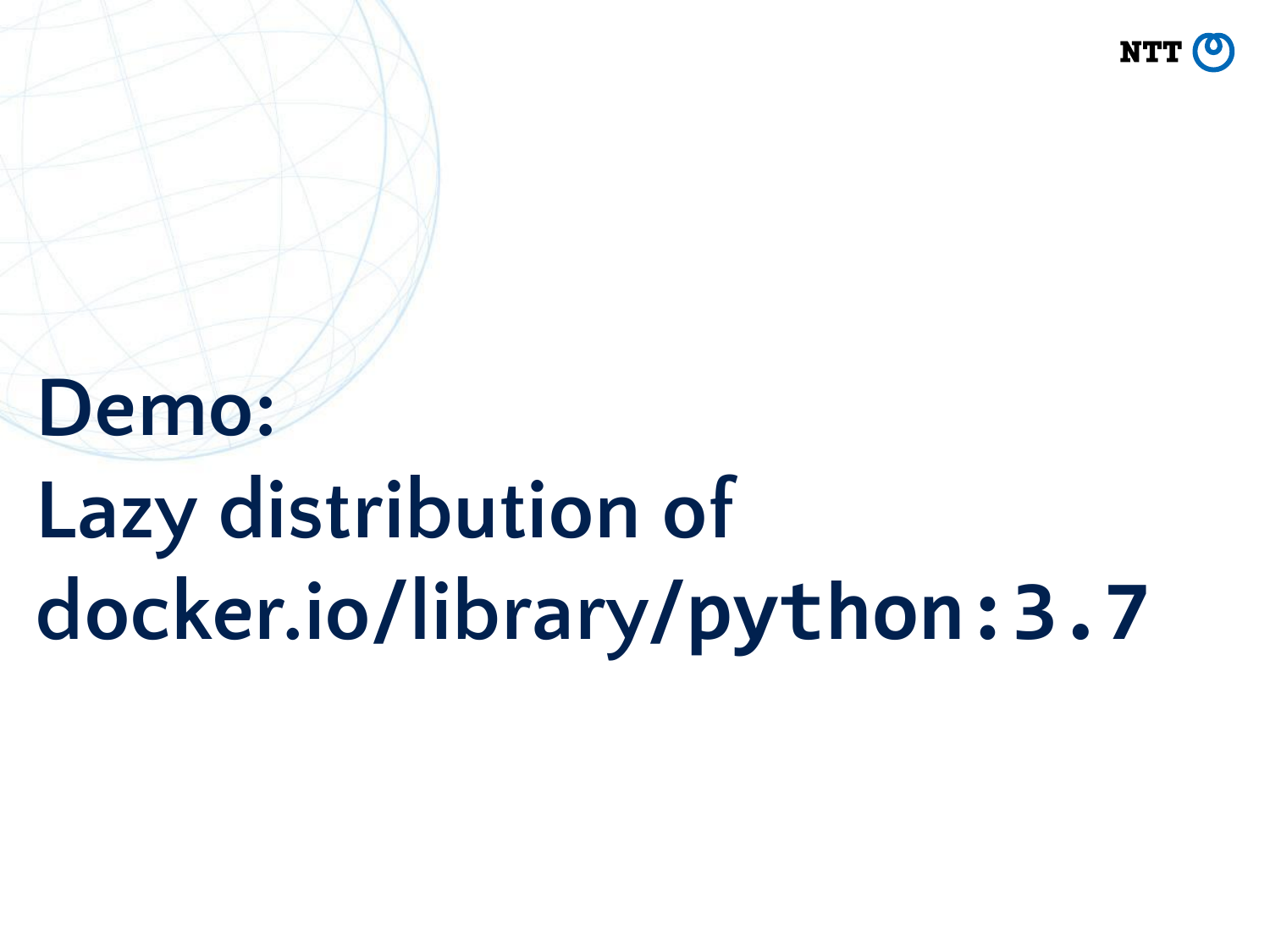# Demo:
# Lazy distribution of docker.io/library/python:3.7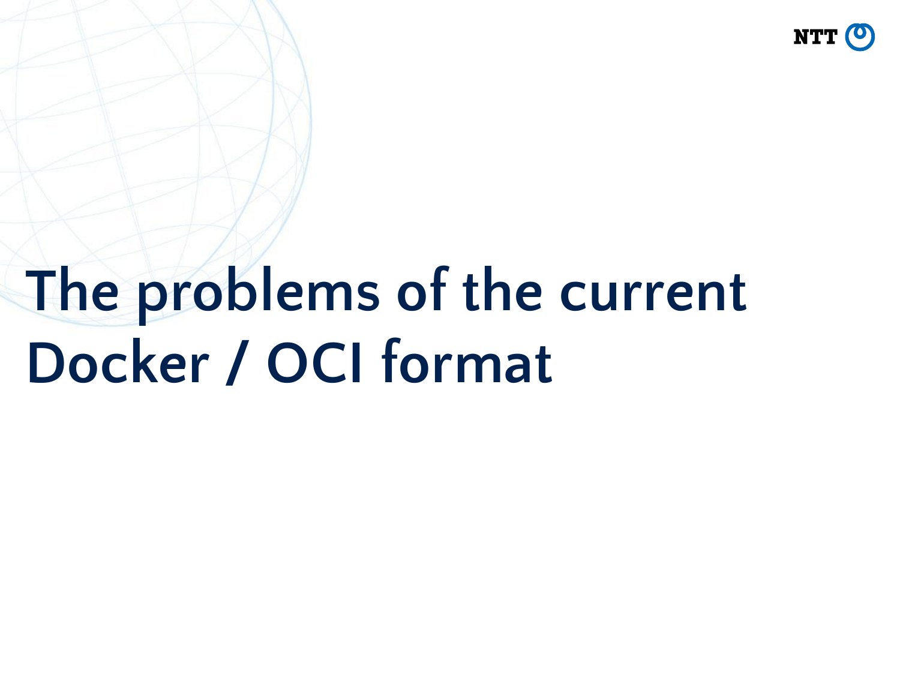# The problems of the current Docker / OCI format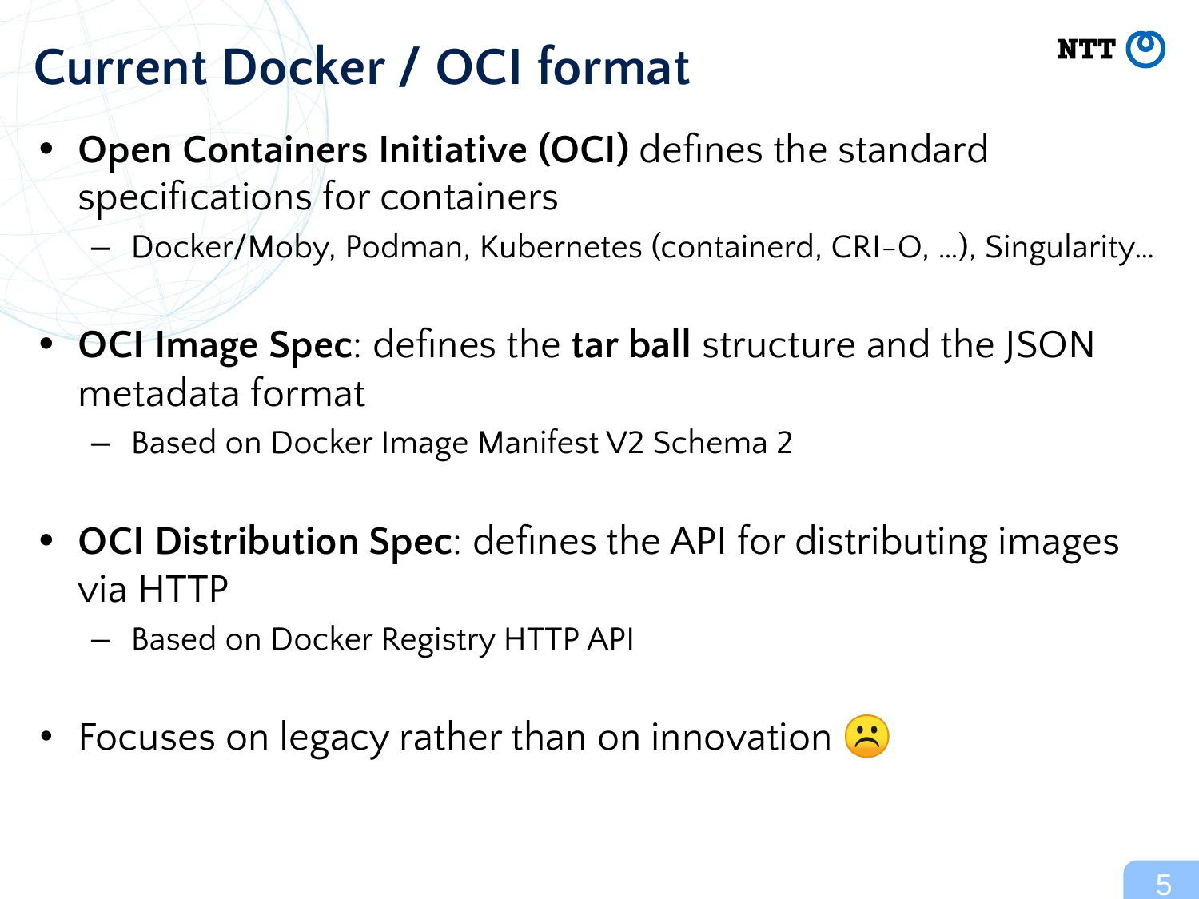# Current Docker / OCI format

- **Open Containers Initiative (OCI)** defines the standard specifications for containers
  - Docker/Moby, Podman, Kubernetes (containerd, CRI-O, ...), Singularity...
- **OCI Image Spec**: defines the **tar ball** structure and the JSON metadata format
  - Based on Docker Image Manifest V2 Schema 2
- **OCI Distribution Spec**: defines the API for distributing images via HTTP
  - Based on Docker Registry HTTP API
- Focuses on legacy rather than on innovation ☹️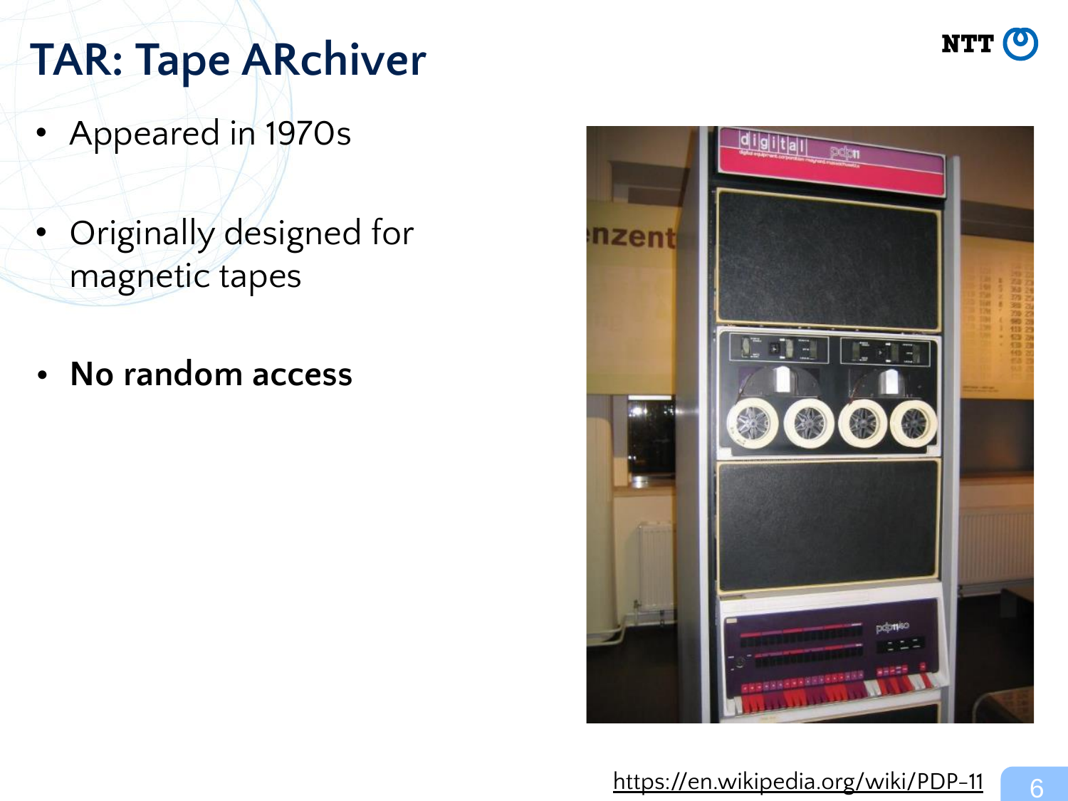# TAR: Tape ARchiver

- Appeared in 1970s
- Originally designed for magnetic tapes
- **No random access**

https://en.wikipedia.org/wiki/PDP-11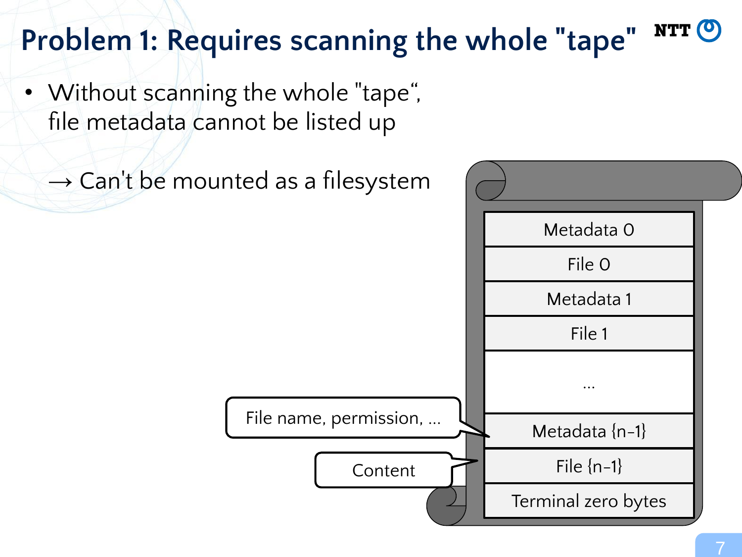# Problem 1: Requires scanning the whole "tape"

- Without scanning the whole "tape“, file metadata cannot be listed up

  → Can't be mounted as a filesystem

Metadata 0

File 0

Metadata 1

File 1

...

Metadata {n-1}

File {n-1}

Terminal zero bytes

File name, permission, ...

Content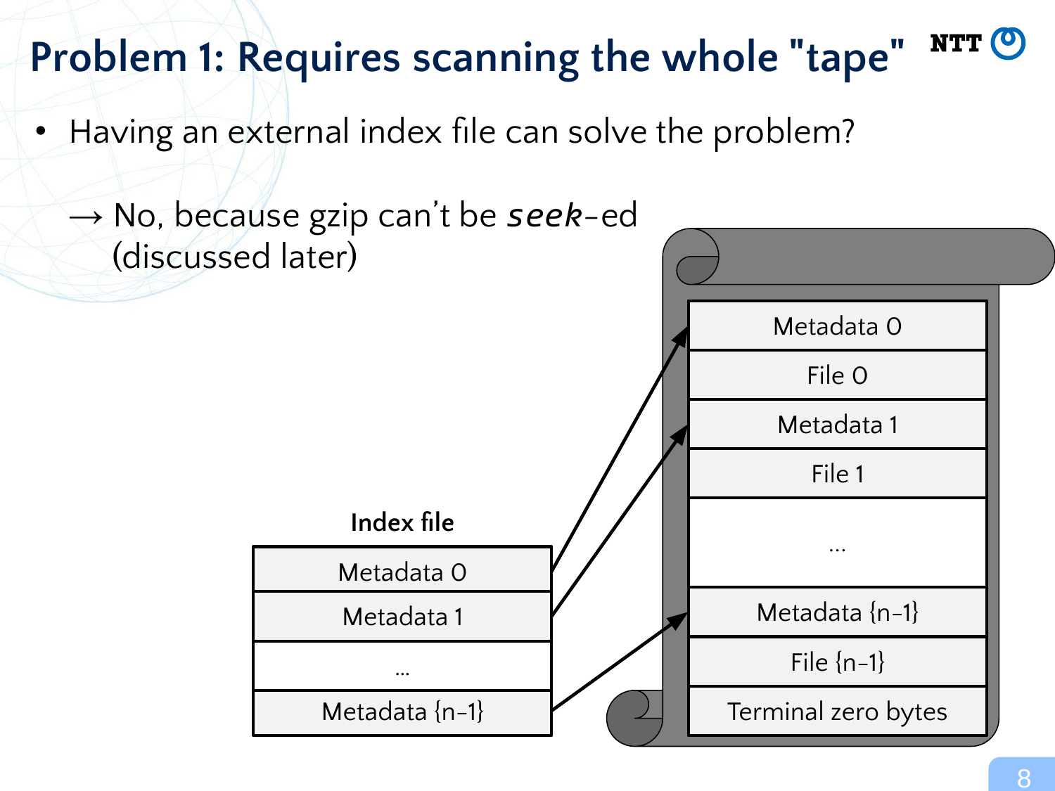# Problem 1: Requires scanning the whole "tape"

- Having an external index file can solve the problem?

  → No, because gzip can't be *seek*-ed (discussed later)

Index file

Metadata 0

Metadata 1

...

Metadata {n-1}

Metadata 0

File 0

Metadata 1

File 1

...

Metadata {n-1}

File {n-1}

Terminal zero bytes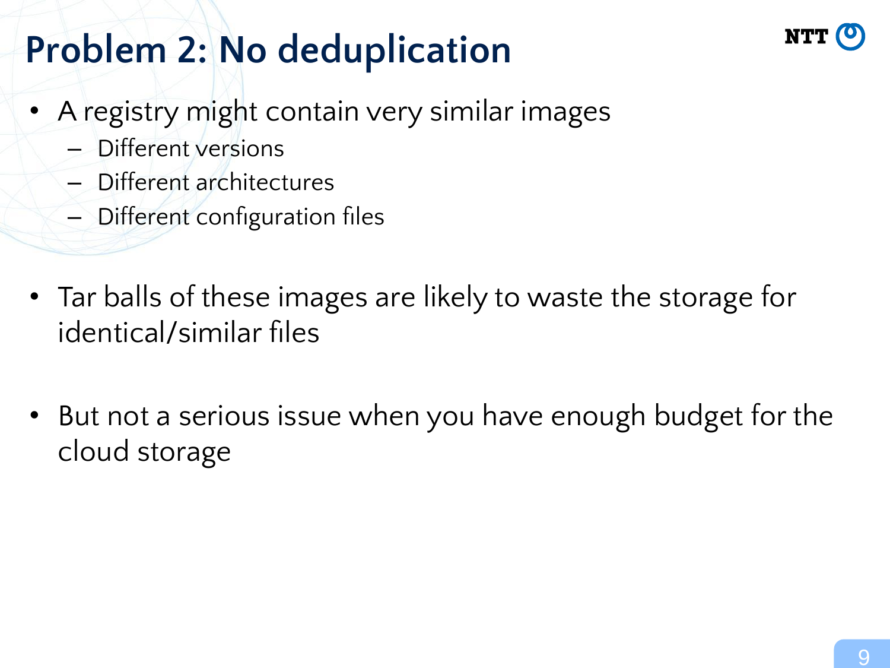# Problem 2: No deduplication

- A registry might contain very similar images
  - Different versions
  - Different architectures
  - Different configuration files

- Tar balls of these images are likely to waste the storage for identical/similar files

- But not a serious issue when you have enough budget for the cloud storage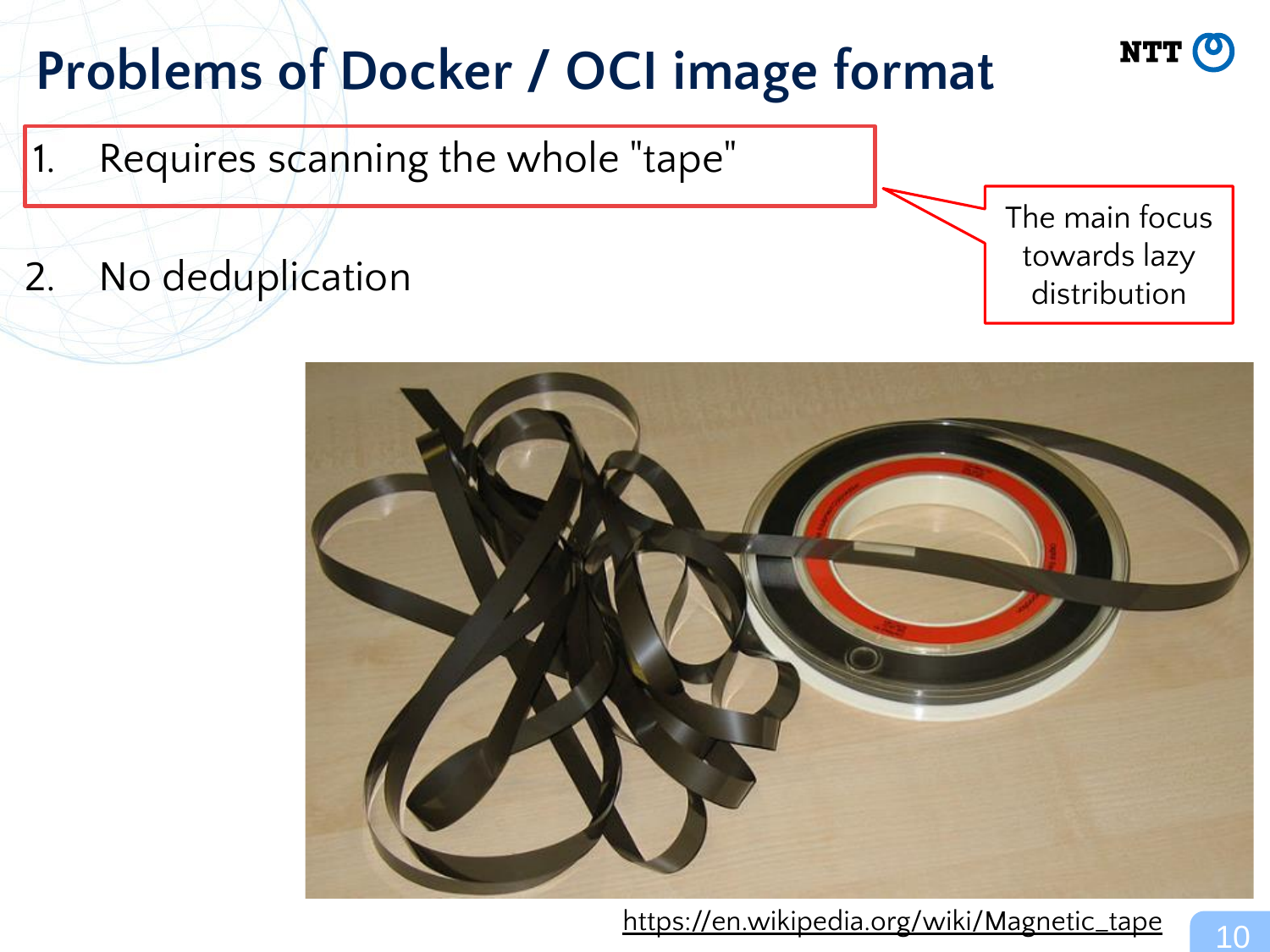# Problems of Docker / OCI image format

1. Requires scanning the whole "tape"

2. No deduplication

The main focus towards lazy distribution

https://en.wikipedia.org/wiki/Magnetic_tape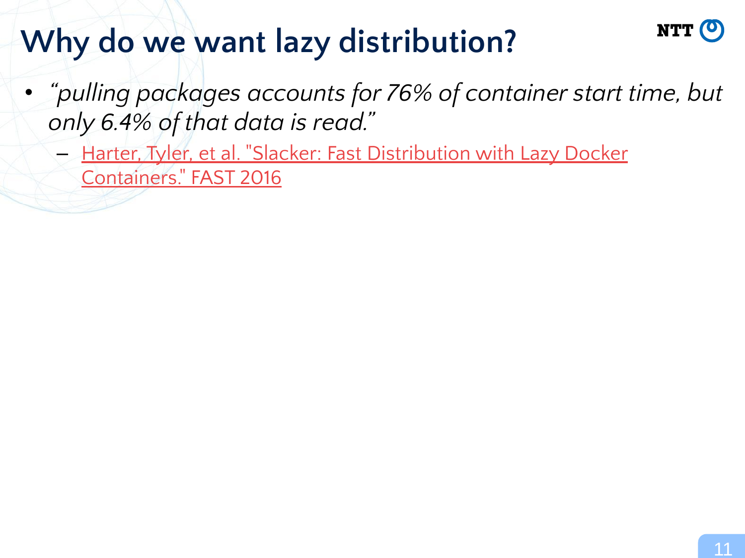# Why do we want lazy distribution?

- *"pulling packages accounts for 76% of container start time, but only 6.4% of that data is read."*
  - Harter, Tyler, et al. "Slacker: Fast Distribution with Lazy Docker Containers." FAST 2016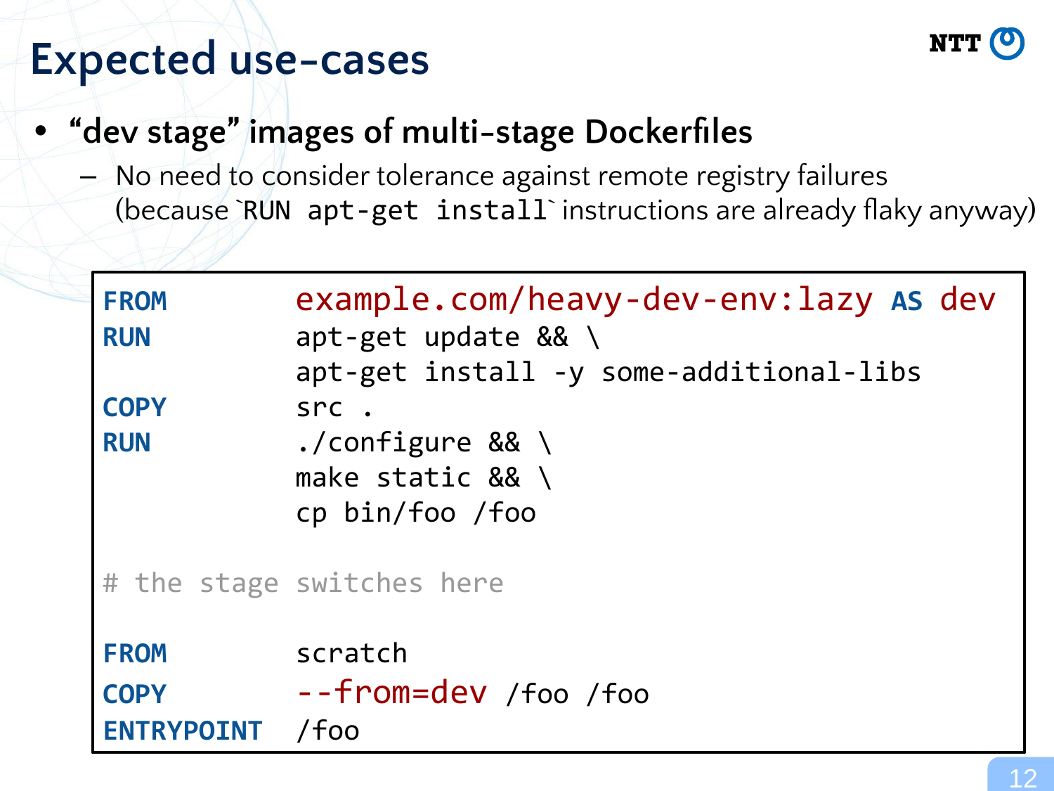# Expected use-cases

- "dev stage" images of multi-stage Dockerfiles
  - No need to consider tolerance against remote registry failures (because `RUN apt-get install` instructions are already flaky anyway)

```
FROM        example.com/heavy-dev-env:lazy AS dev
RUN         apt-get update && \
            apt-get install -y some-additional-libs
COPY        src .
RUN         ./configure && \
            make static && \
            cp bin/foo /foo

# the stage switches here

FROM        scratch
COPY        --from=dev /foo /foo
ENTRYPOINT  /foo
```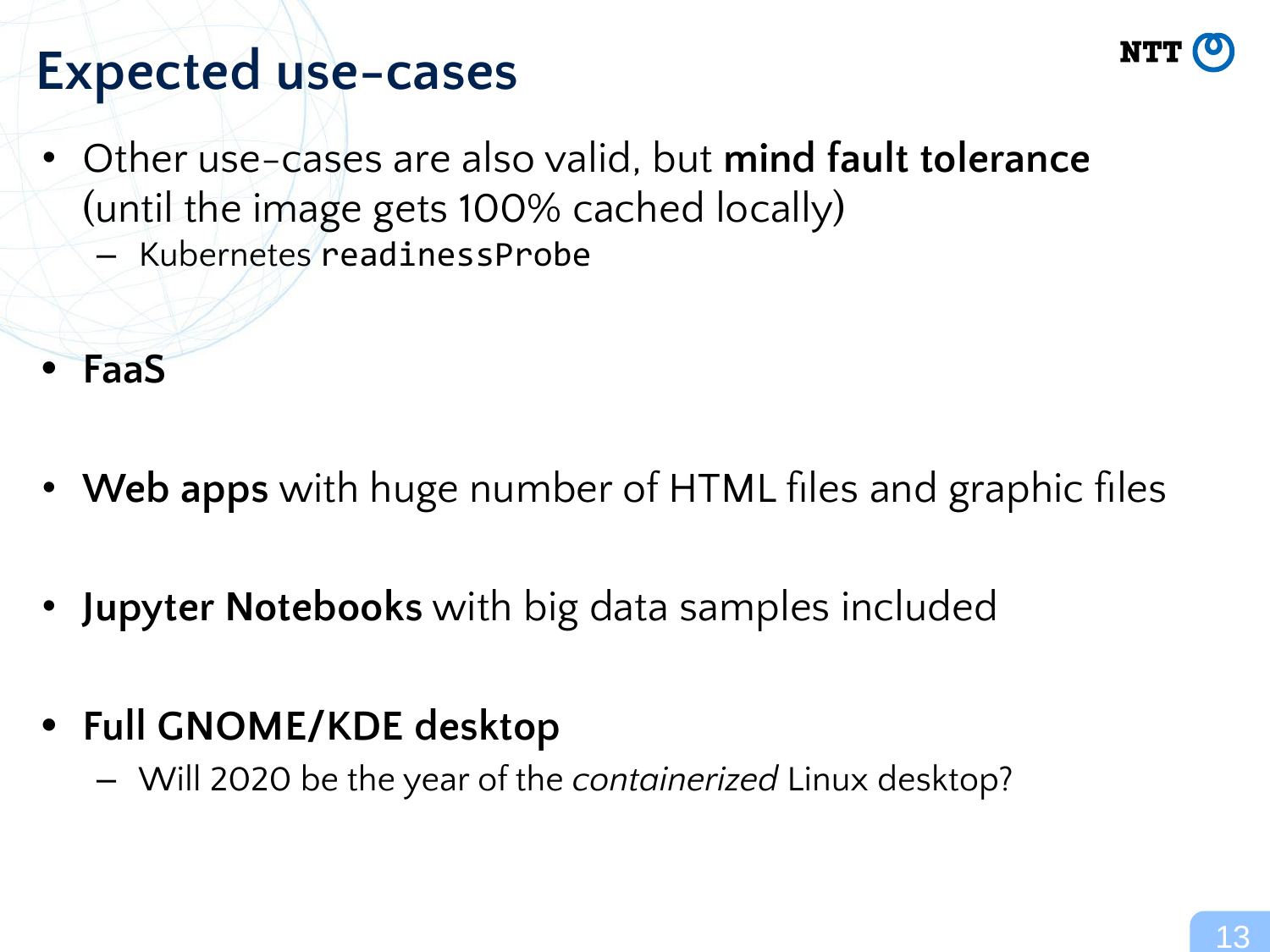# Expected use-cases

- Other use-cases are also valid, but **mind fault tolerance** (until the image gets 100% cached locally)
  - Kubernetes `readinessProbe`
- **FaaS**
- **Web apps** with huge number of HTML files and graphic files
- **Jupyter Notebooks** with big data samples included
- **Full GNOME/KDE desktop**
  - Will 2020 be the year of the *containerized* Linux desktop?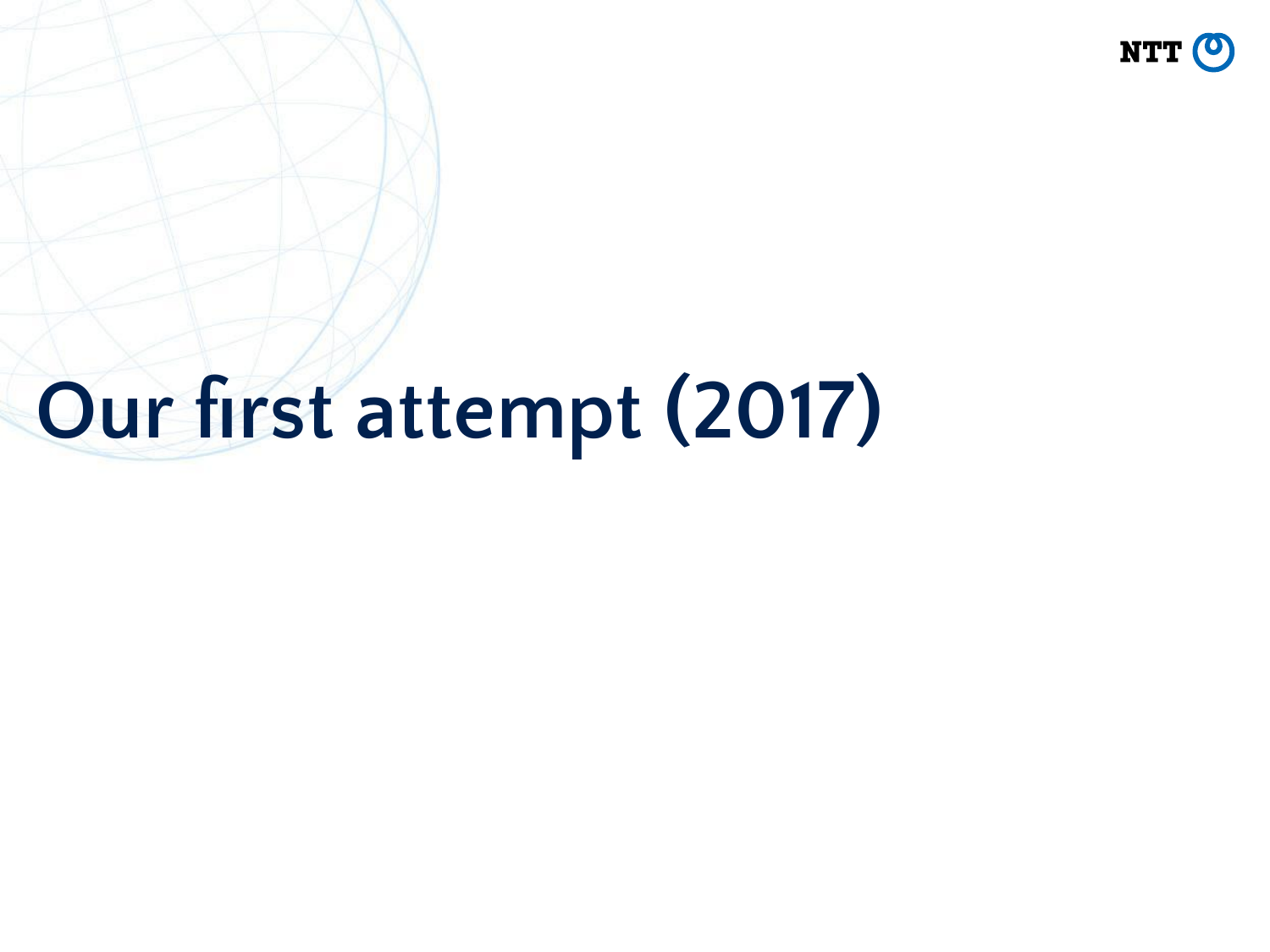# Our first attempt (2017)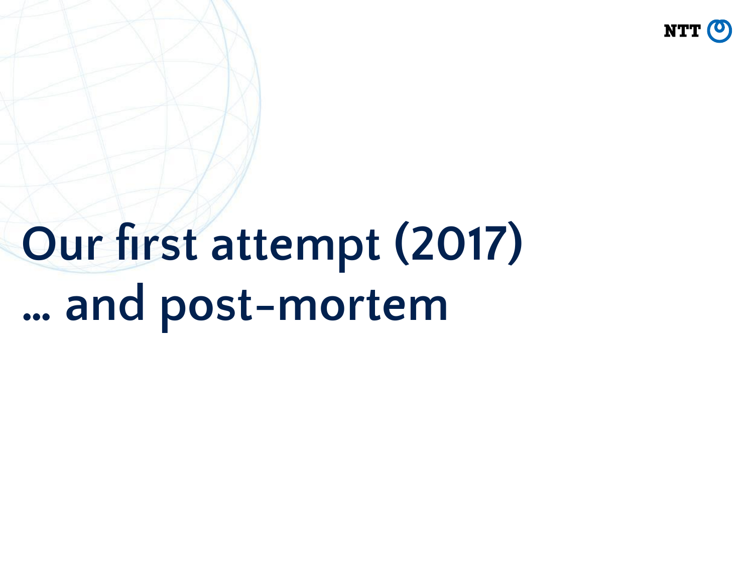# Our first attempt (2017) … and post-mortem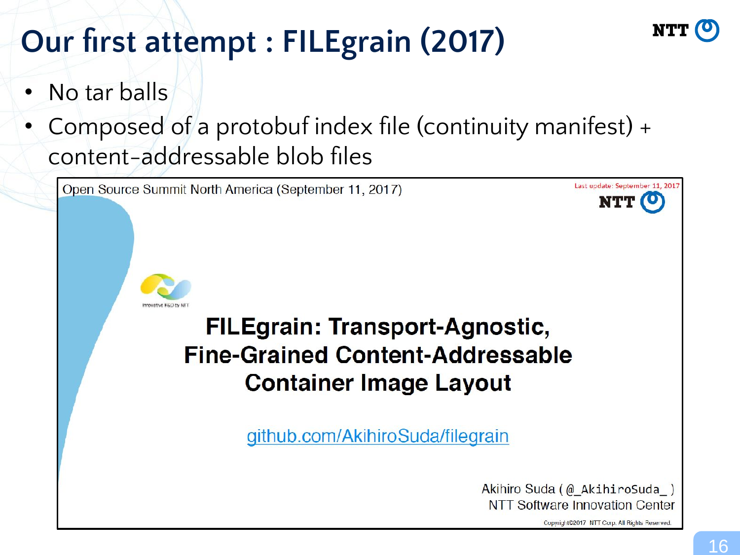# Our first attempt : FILEgrain (2017)

- No tar balls
- Composed of a protobuf index file (continuity manifest) + content-addressable blob files

Open Source Summit North America (September 11, 2017)

Last update: September 11, 2017

NTT

Innovative R&D by NTT

**FILEgrain: Transport-Agnostic, Fine-Grained Content-Addressable Container Image Layout**

github.com/AkihiroSuda/filegrain

Akihiro Suda ( @_AkihiroSuda_ )
NTT Software Innovation Center

Copyright©2017 NTT Corp. All Rights Reserved.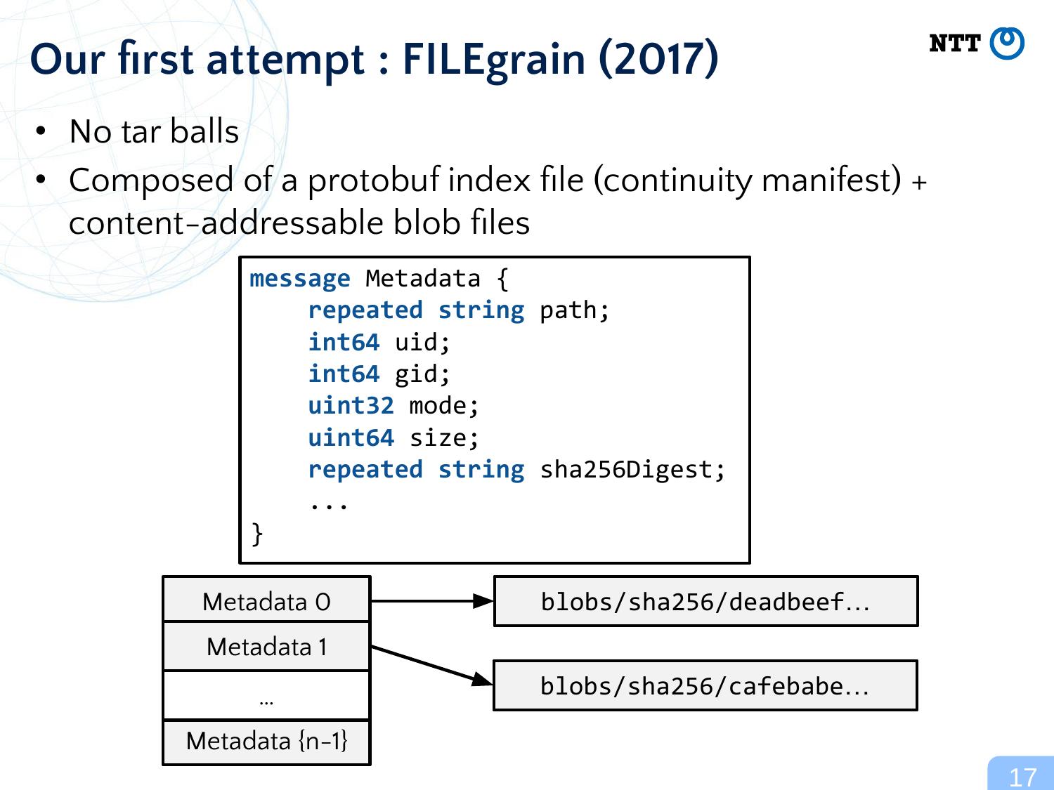# Our first attempt : FILEgrain (2017)

- No tar balls
- Composed of a protobuf index file (continuity manifest) + content-addressable blob files

```
message Metadata {
    repeated string path;
    int64 uid;
    int64 gid;
    uint32 mode;
    uint64 size;
    repeated string sha256Digest;
    ...
}
```

Metadata 0

Metadata 1

...

Metadata {n-1}

blobs/sha256/deadbeef…

blobs/sha256/cafebabe…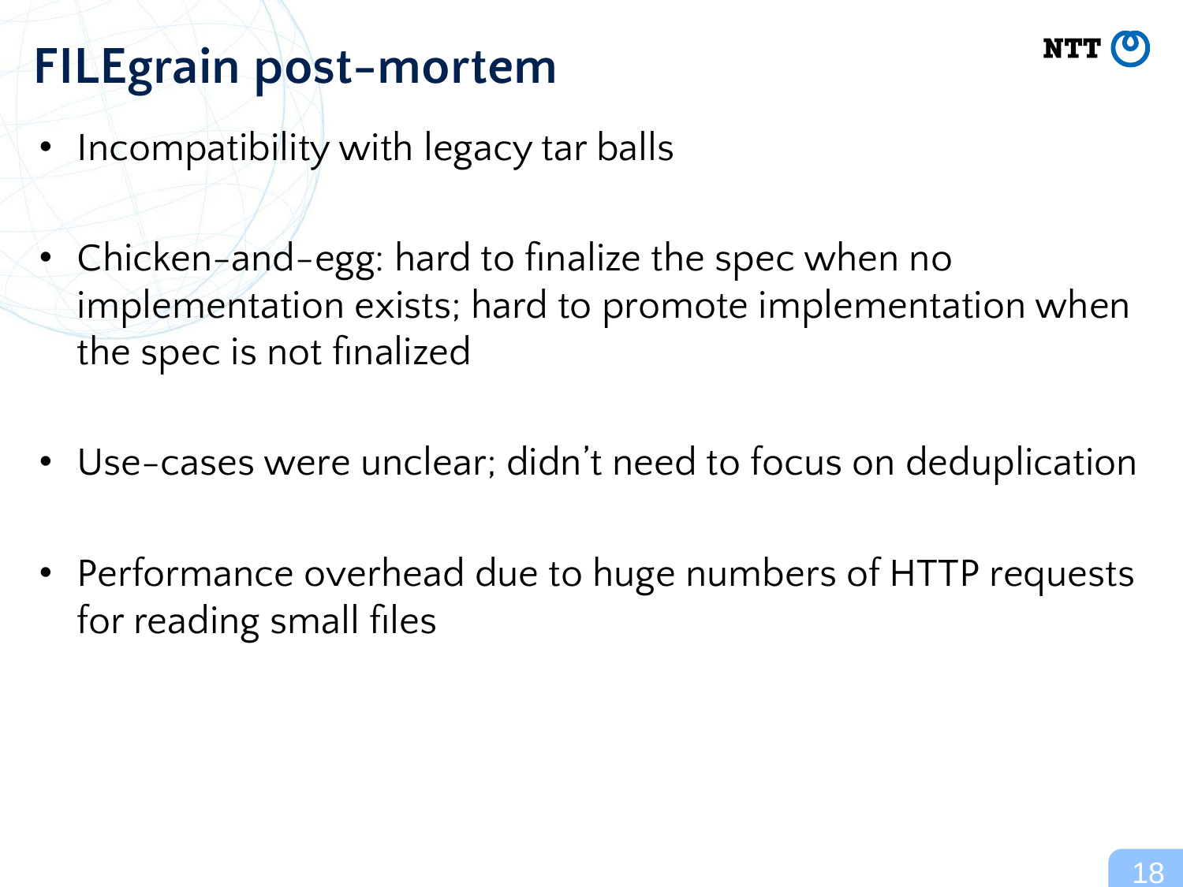# FILEgrain post-mortem

- Incompatibility with legacy tar balls
- Chicken-and-egg: hard to finalize the spec when no implementation exists; hard to promote implementation when the spec is not finalized
- Use-cases were unclear; didn't need to focus on deduplication
- Performance overhead due to huge numbers of HTTP requests for reading small files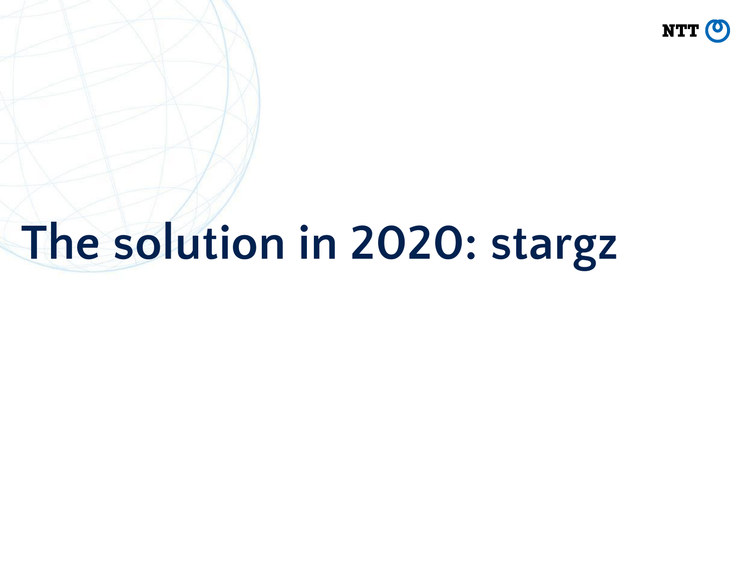# The solution in 2020: stargz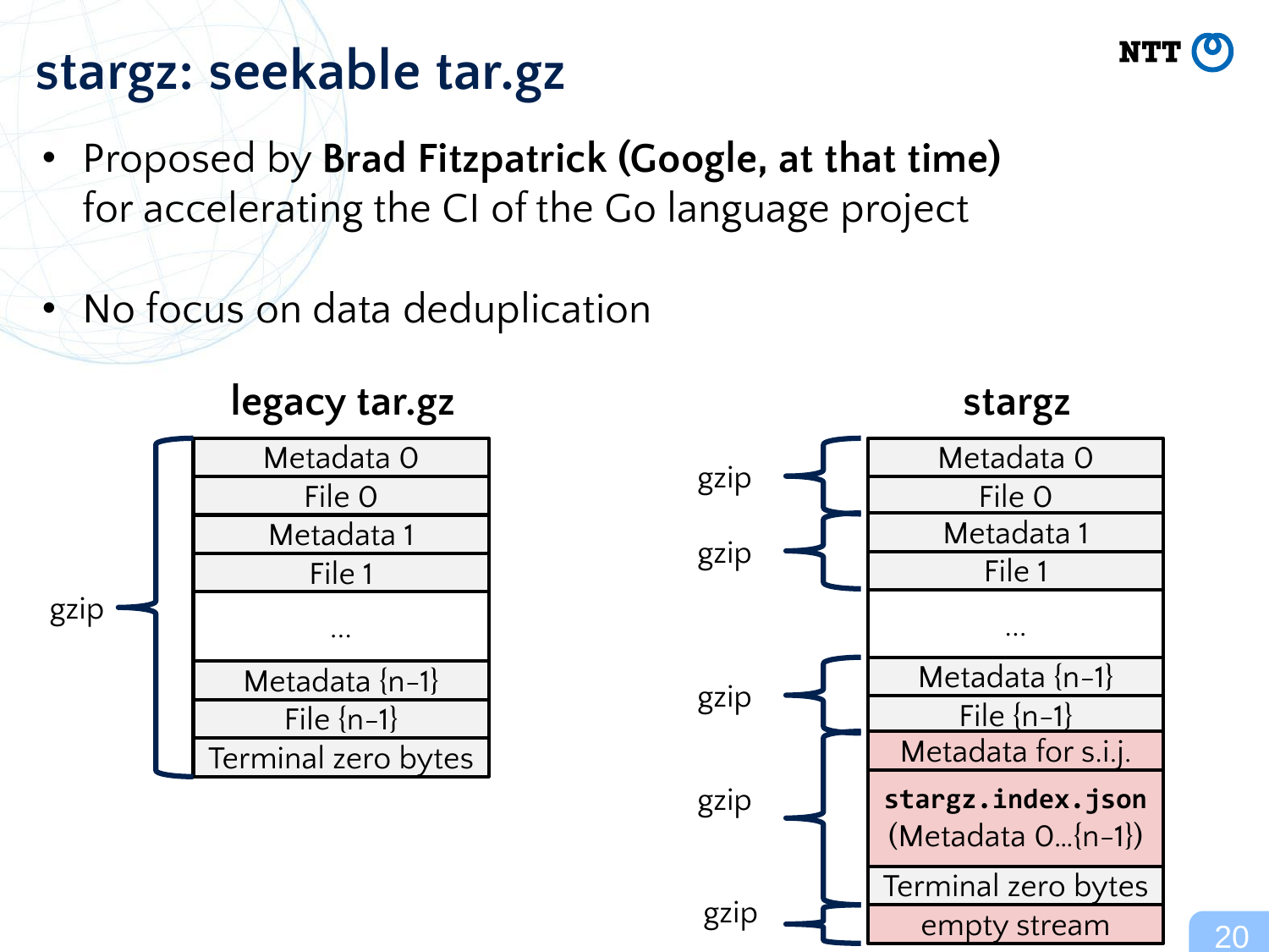# stargz: seekable tar.gz

- Proposed by **Brad Fitzpatrick (Google, at that time)** for accelerating the CI of the Go language project

- No focus on data deduplication

**legacy tar.gz**

gzip

Metadata 0
File 0
Metadata 1
File 1
...
Metadata {n-1}
File {n-1}
Terminal zero bytes

**stargz**

gzip
Metadata 0
File 0

gzip
Metadata 1
File 1

...

gzip
Metadata {n-1}
File {n-1}

gzip
Metadata for s.i.j.
**stargz.index.json** (Metadata 0...{n-1})
Terminal zero bytes

gzip
empty stream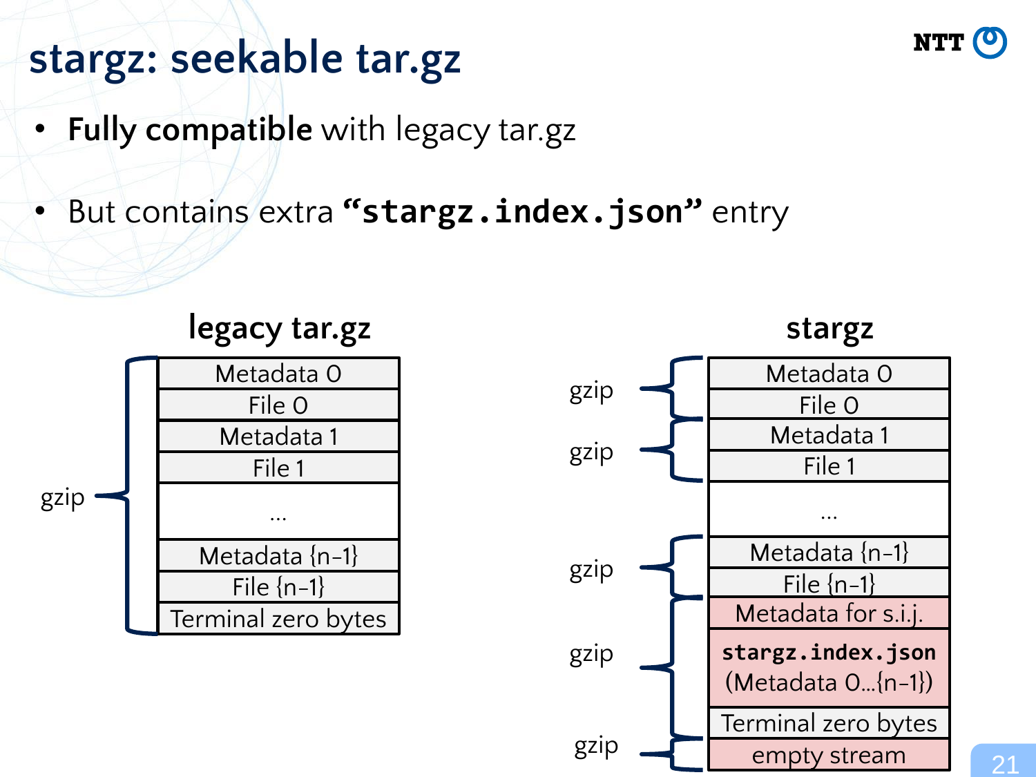# stargz: seekable tar.gz

- **Fully compatible** with legacy tar.gz
- But contains extra **"`stargz.index.json`"** entry

**legacy tar.gz**

gzip

Metadata 0
File 0
Metadata 1
File 1
...
Metadata {n-1}
File {n-1}
Terminal zero bytes

**stargz**

gzip: Metadata 0, File 0
gzip: Metadata 1, File 1
...
gzip: Metadata {n-1}, File {n-1}
gzip: Metadata for s.i.j., **`stargz.index.json`** (Metadata 0...{n-1}), Terminal zero bytes
gzip: empty stream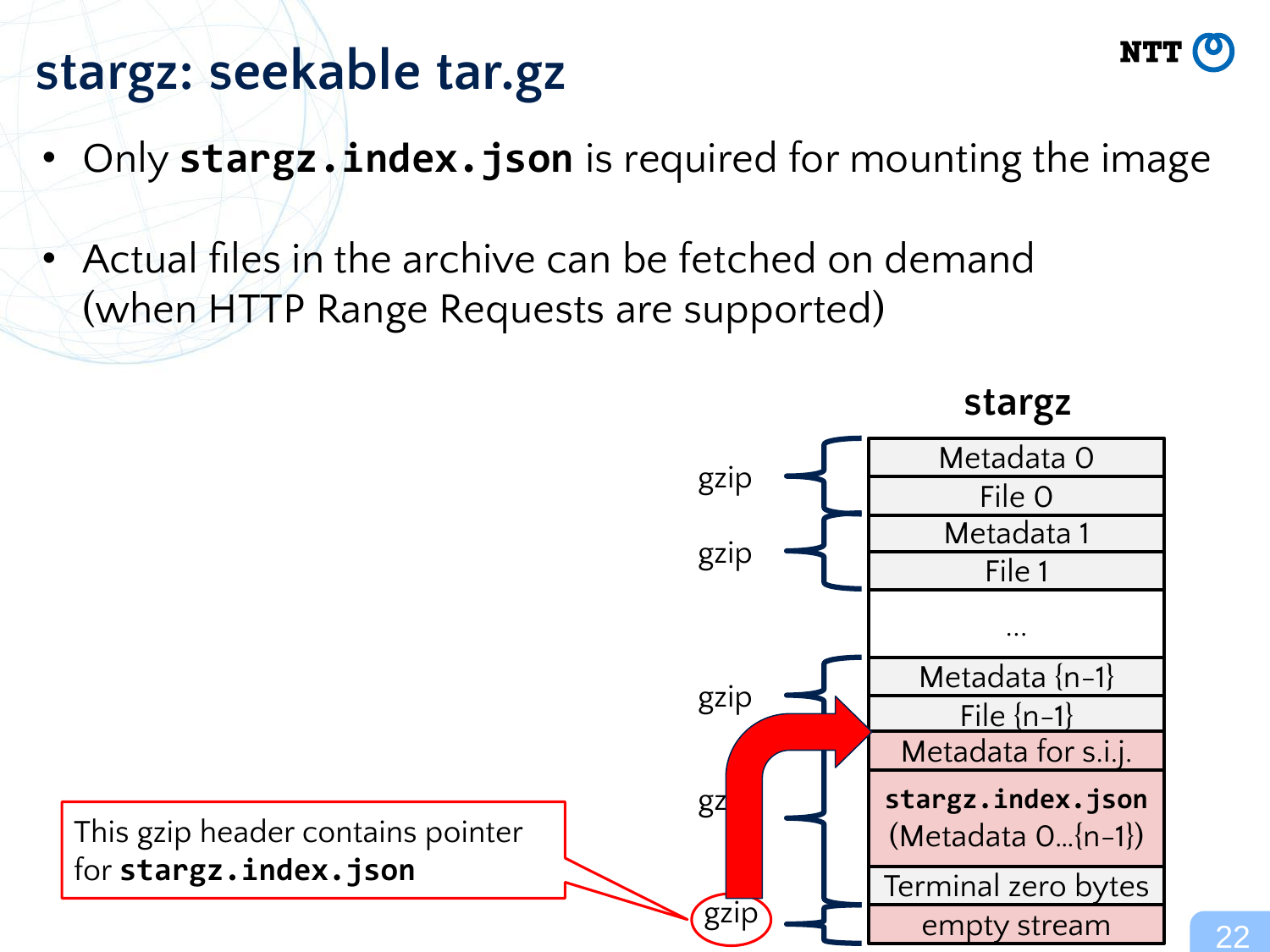# stargz: seekable tar.gz

- Only **`stargz.index.json`** is required for mounting the image
- Actual files in the archive can be fetched on demand (when HTTP Range Requests are supported)

**stargz**

| | stargz |
|---|---|
| gzip | Metadata 0 |
| | File 0 |
| gzip | Metadata 1 |
| | File 1 |
| | ... |
| gzip | Metadata {n-1} |
| | File {n-1} |
| gzip | Metadata for s.i.j. |
| | **`stargz.index.json`** (Metadata 0...{n-1}) |
| | Terminal zero bytes |
| gzip | empty stream |

This gzip header contains pointer for **`stargz.index.json`**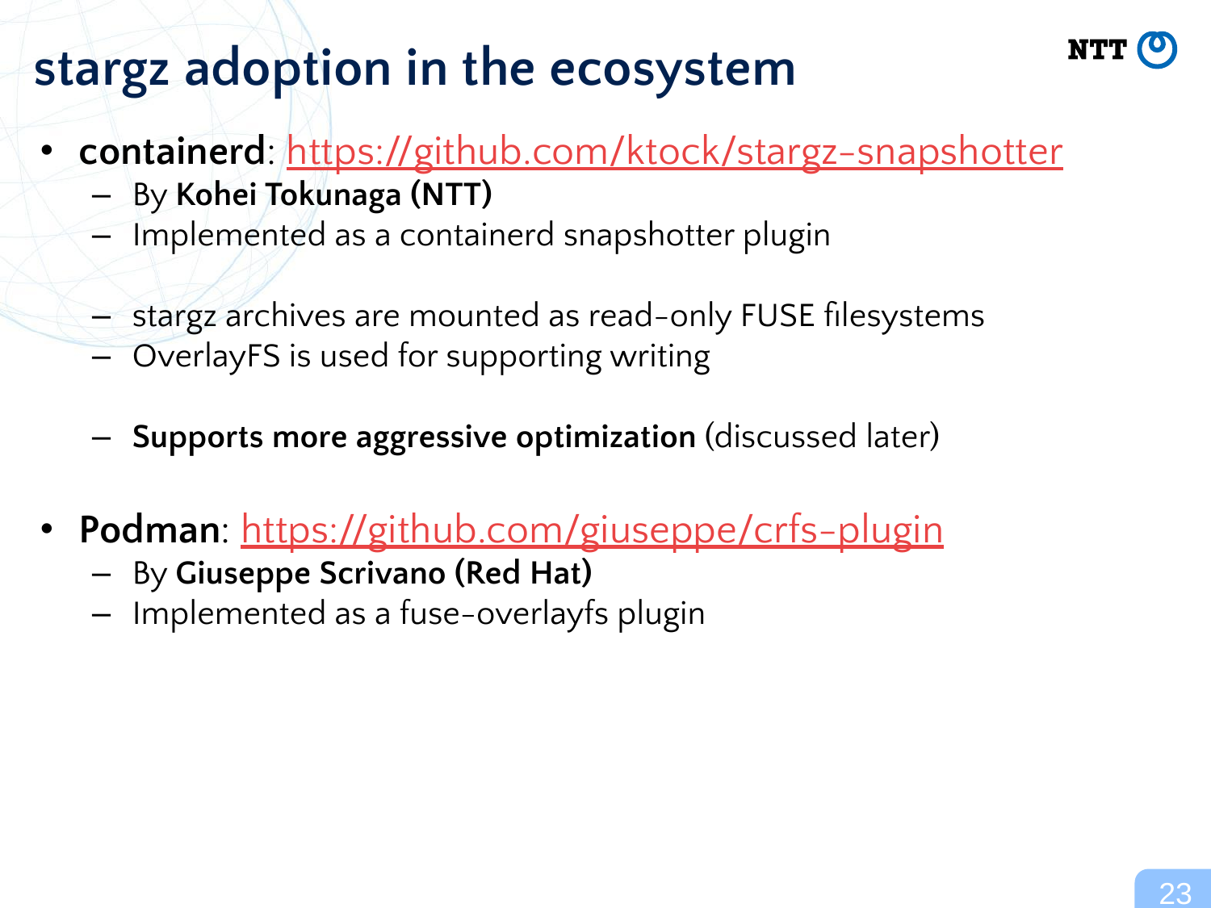# stargz adoption in the ecosystem

- **containerd**: https://github.com/ktock/stargz-snapshotter
  - By **Kohei Tokunaga (NTT)**
  - Implemented as a containerd snapshotter plugin
  - stargz archives are mounted as read-only FUSE filesystems
  - OverlayFS is used for supporting writing
  - **Supports more aggressive optimization** (discussed later)
- **Podman**: https://github.com/giuseppe/crfs-plugin
  - By **Giuseppe Scrivano (Red Hat)**
  - Implemented as a fuse-overlayfs plugin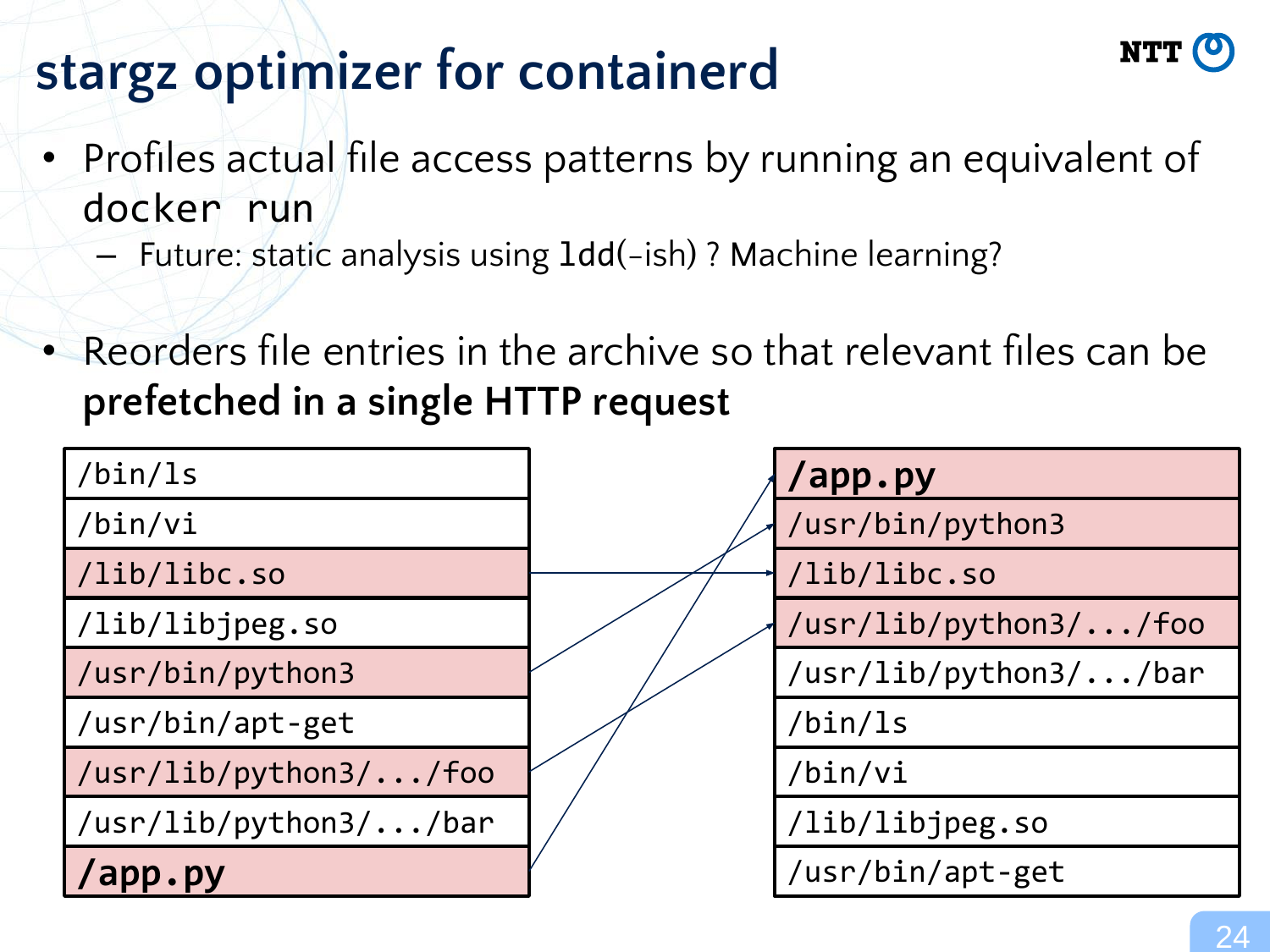# stargz optimizer for containerd

- Profiles actual file access patterns by running an equivalent of `docker run`
  - Future: static analysis using `ldd`(-ish) ? Machine learning?
- Reorders file entries in the archive so that relevant files can be **prefetched in a single HTTP request**

| Before | After |
| --- | --- |
| /bin/ls | **/app.py** |
| /bin/vi | /usr/bin/python3 |
| /lib/libc.so | /lib/libc.so |
| /lib/libjpeg.so | /usr/lib/python3/.../foo |
| /usr/bin/python3 | /usr/lib/python3/.../bar |
| /usr/bin/apt-get | /bin/ls |
| /usr/lib/python3/.../foo | /bin/vi |
| /usr/lib/python3/.../bar | /lib/libjpeg.so |
| **/app.py** | /usr/bin/apt-get |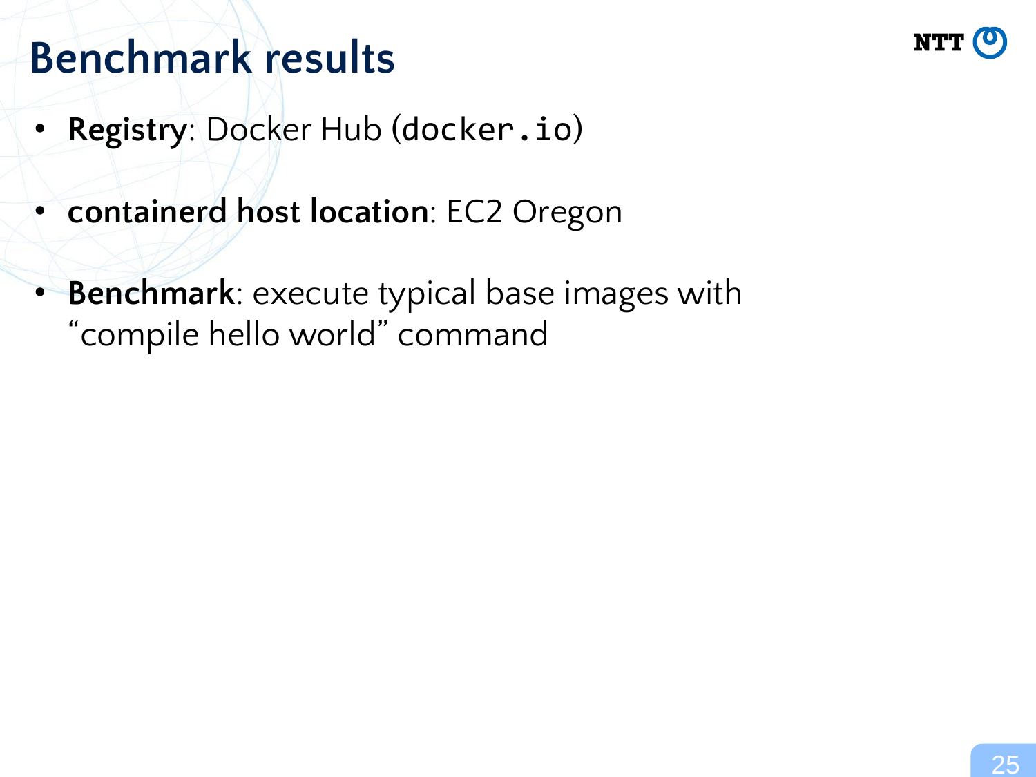# Benchmark results

- **Registry**: Docker Hub (`docker.io`)
- **containerd host location**: EC2 Oregon
- **Benchmark**: execute typical base images with "compile hello world" command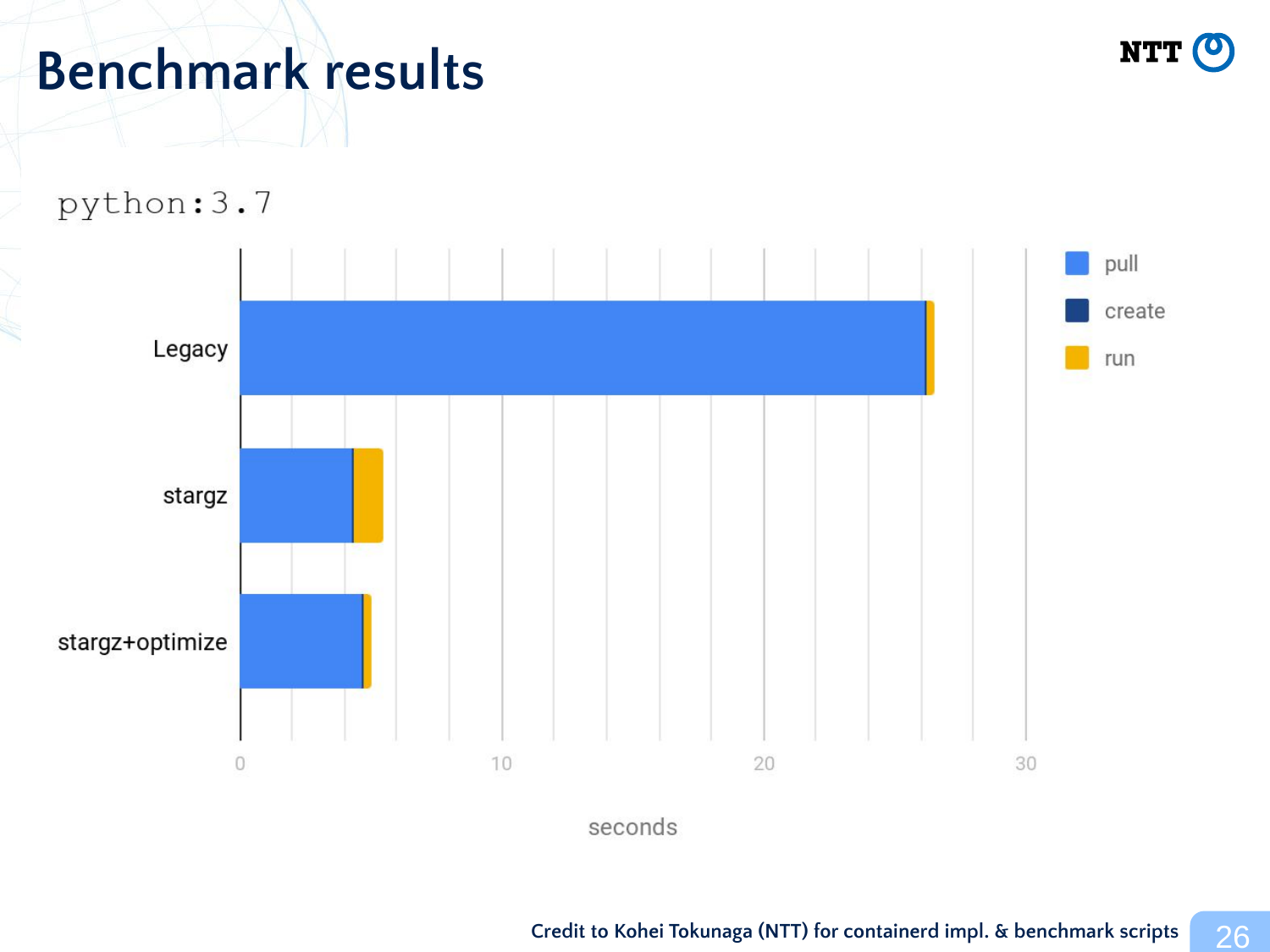# Benchmark results

python:3.7

Legacy

stargz

stargz+optimize

pull

create

run

0

10

20

30

seconds

Credit to Kohei Tokunaga (NTT) for containerd impl. & benchmark scripts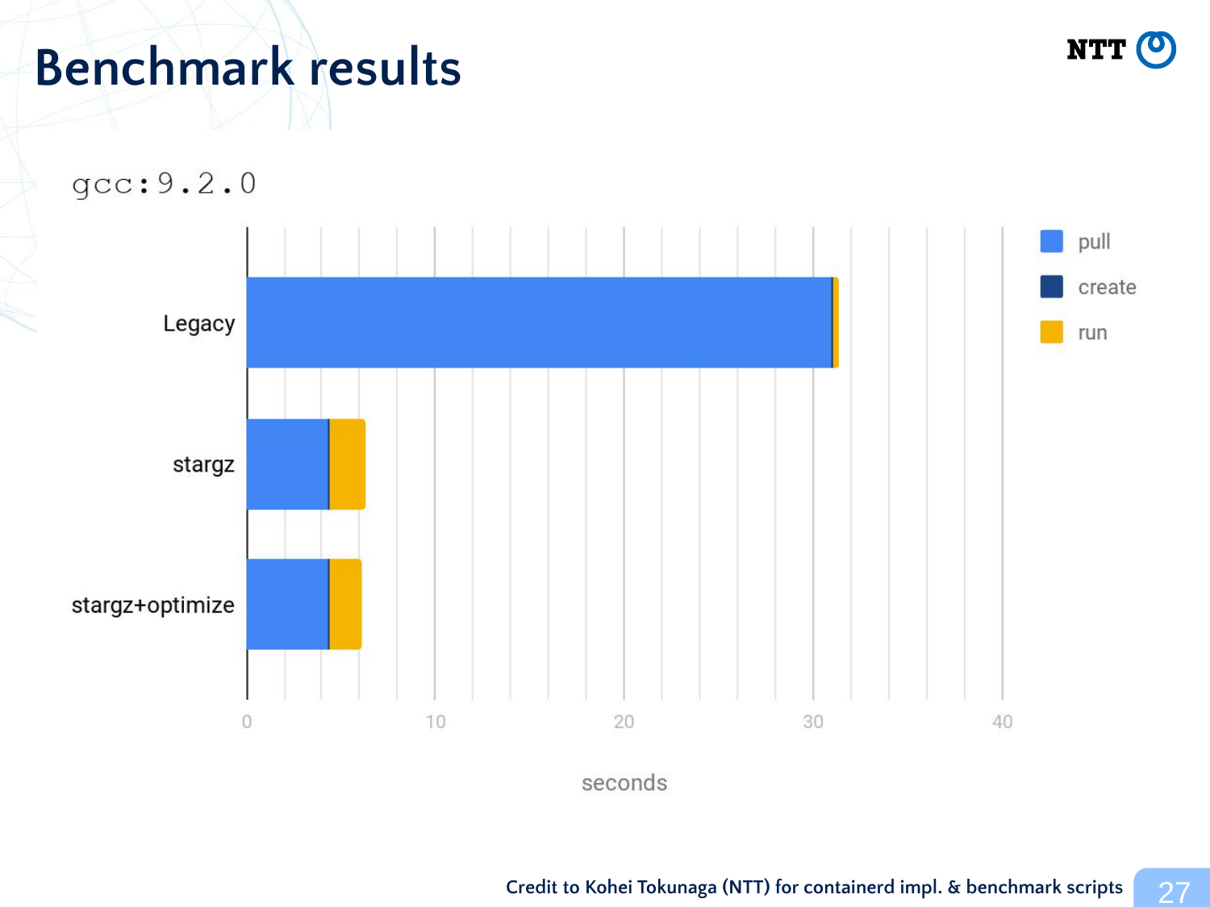# Benchmark results

gcc:9.2.0

| | pull | create | run |
|---|---|---|---|
| Legacy | | | |
| stargz | | | |
| stargz+optimize | | | |

seconds

Credit to Kohei Tokunaga (NTT) for containerd impl. & benchmark scripts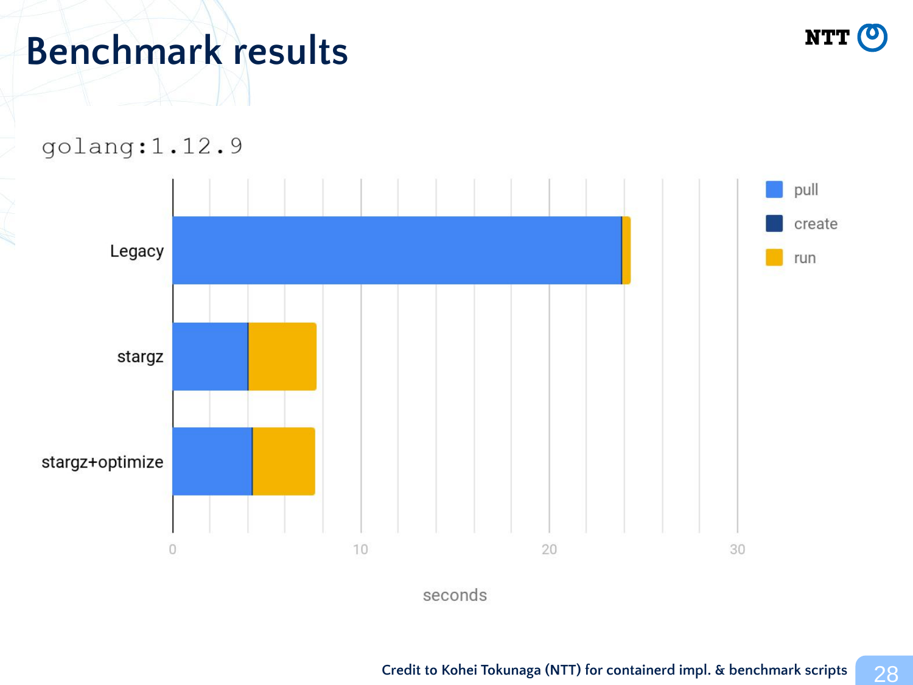# Benchmark results

golang:1.12.9

Legacy

stargz

stargz+optimize

0

10

20

30

seconds

pull

create

run

Credit to Kohei Tokunaga (NTT) for containerd impl. & benchmark scripts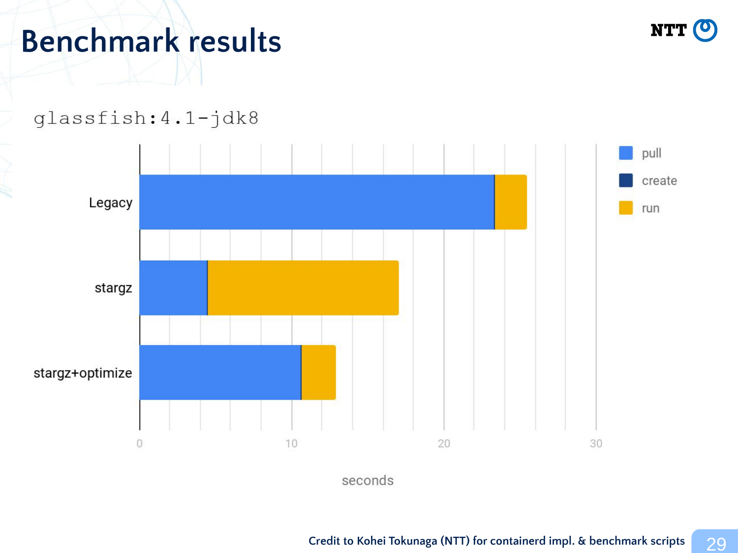# Benchmark results

glassfish:4.1-jdk8

pull
create
run

Legacy
stargz
stargz+optimize

0
10
20
30

seconds

Credit to Kohei Tokunaga (NTT) for containerd impl. & benchmark scripts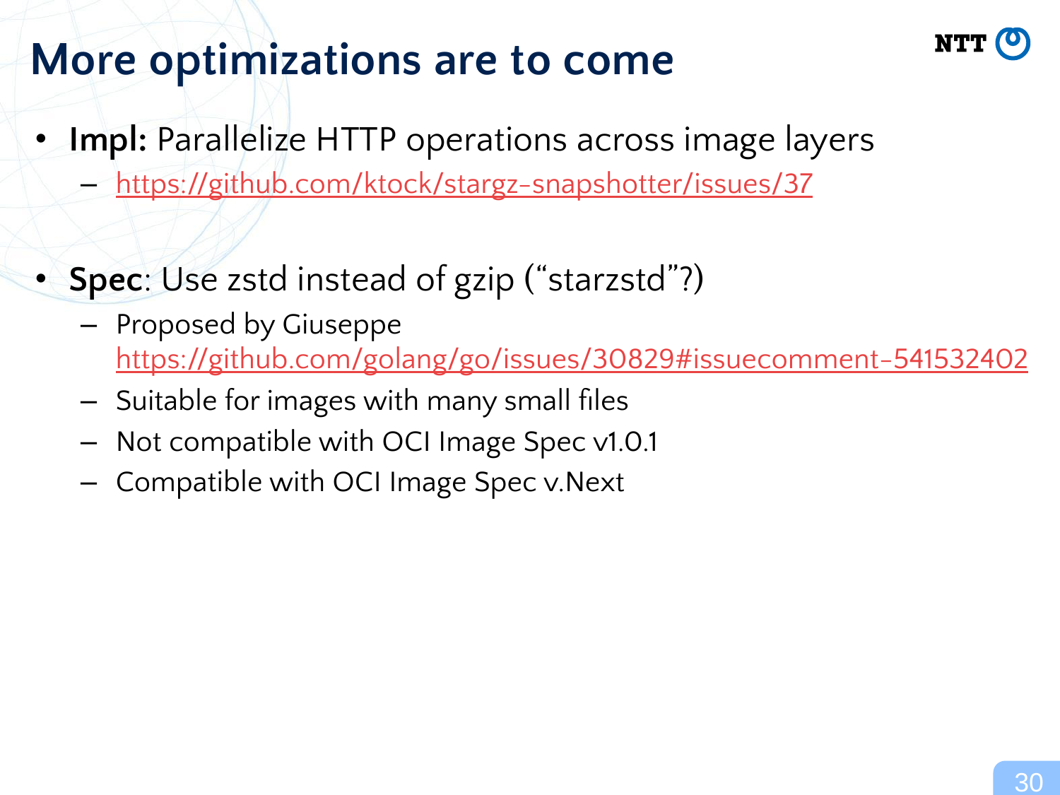# More optimizations are to come

- **Impl:** Parallelize HTTP operations across image layers
  - https://github.com/ktock/stargz-snapshotter/issues/37

- **Spec**: Use zstd instead of gzip (“starzstd”?)
  - Proposed by Giuseppe https://github.com/golang/go/issues/30829#issuecomment-541532402
  - Suitable for images with many small files
  - Not compatible with OCI Image Spec v1.0.1
  - Compatible with OCI Image Spec v.Next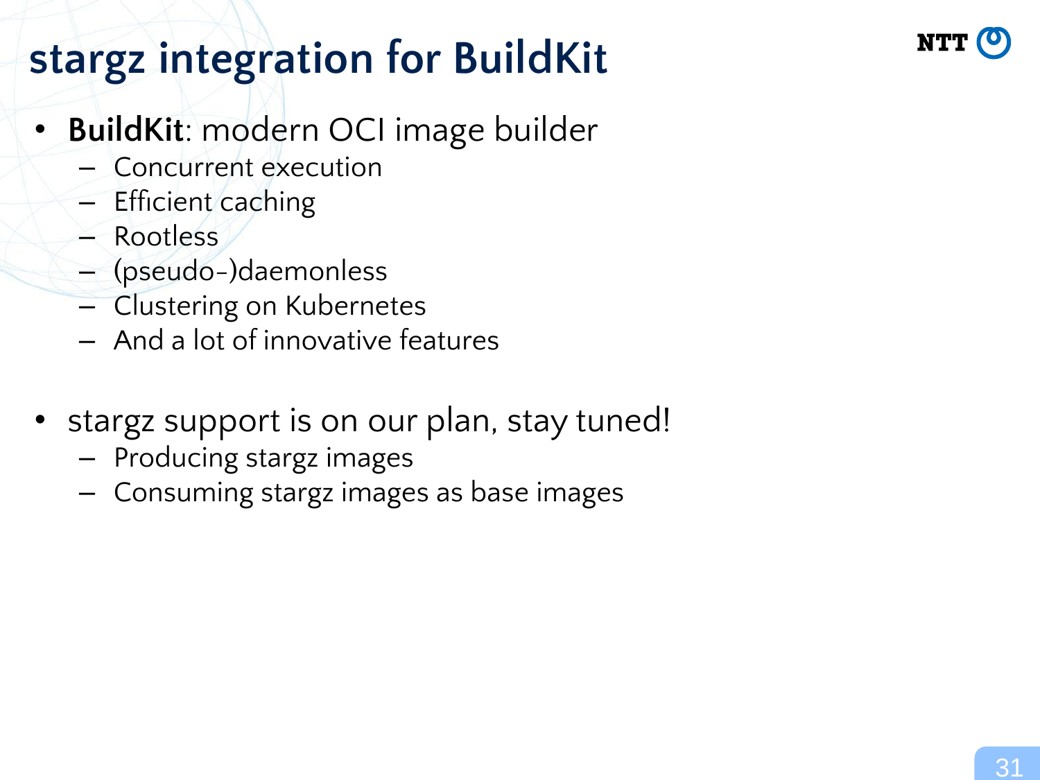# stargz integration for BuildKit

- **BuildKit**: modern OCI image builder
  - Concurrent execution
  - Efficient caching
  - Rootless
  - (pseudo-)daemonless
  - Clustering on Kubernetes
  - And a lot of innovative features

- stargz support is on our plan, stay tuned!
  - Producing stargz images
  - Consuming stargz images as base images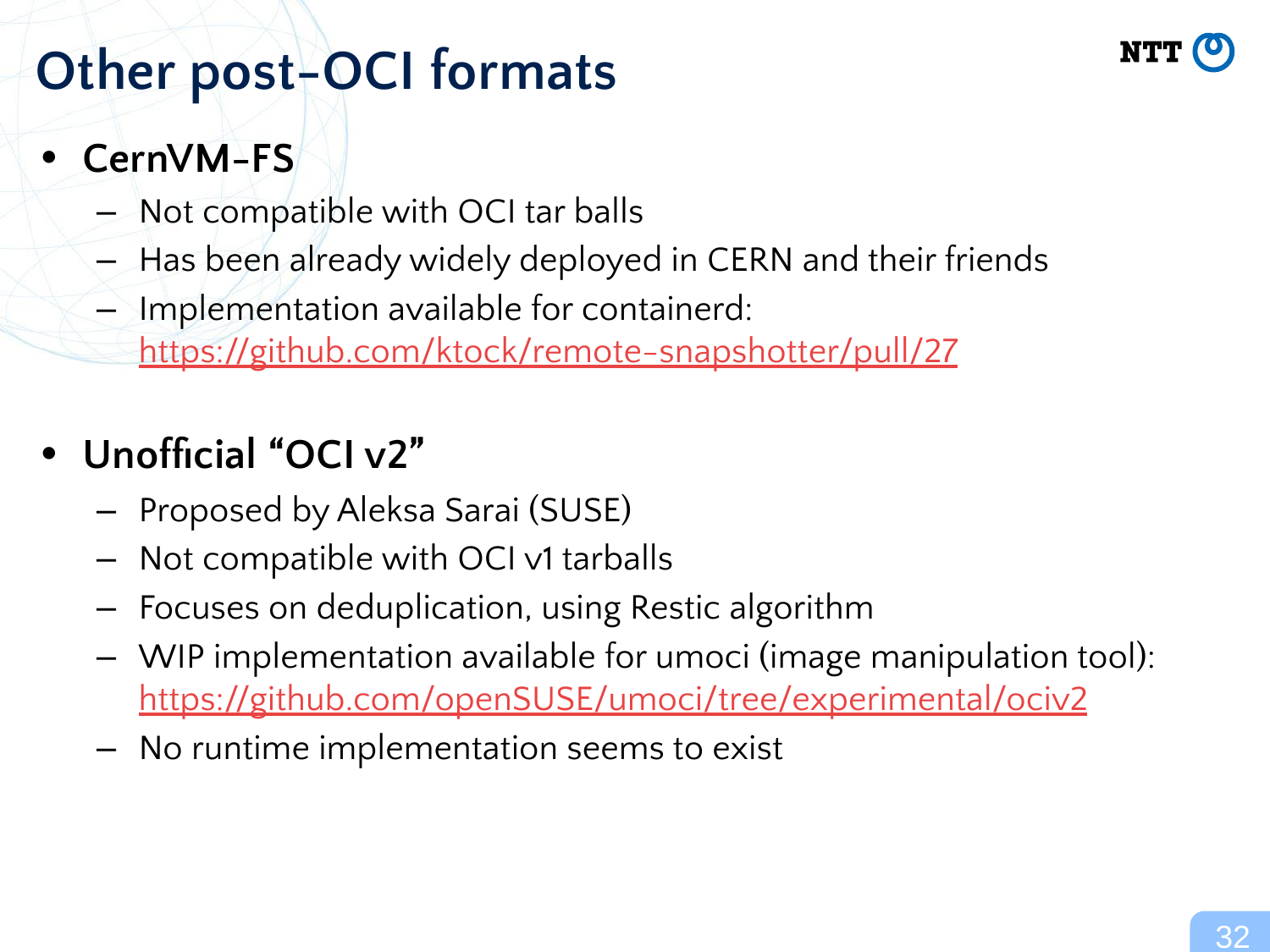# Other post-OCI formats

- **CernVM-FS**
  - Not compatible with OCI tar balls
  - Has been already widely deployed in CERN and their friends
  - Implementation available for containerd: https://github.com/ktock/remote-snapshotter/pull/27

- **Unofficial "OCI v2"**
  - Proposed by Aleksa Sarai (SUSE)
  - Not compatible with OCI v1 tarballs
  - Focuses on deduplication, using Restic algorithm
  - WIP implementation available for umoci (image manipulation tool): https://github.com/openSUSE/umoci/tree/experimental/ociv2
  - No runtime implementation seems to exist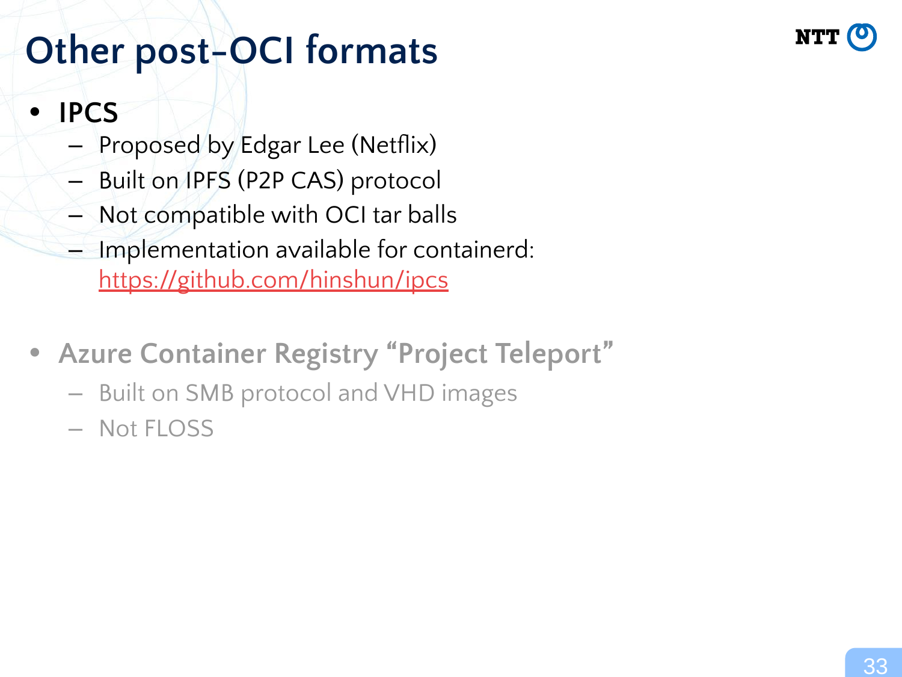# Other post-OCI formats

- **IPCS**
  - Proposed by Edgar Lee (Netflix)
  - Built on IPFS (P2P CAS) protocol
  - Not compatible with OCI tar balls
  - Implementation available for containerd: https://github.com/hinshun/ipcs

- **Azure Container Registry "Project Teleport"**
  - Built on SMB protocol and VHD images
  - Not FLOSS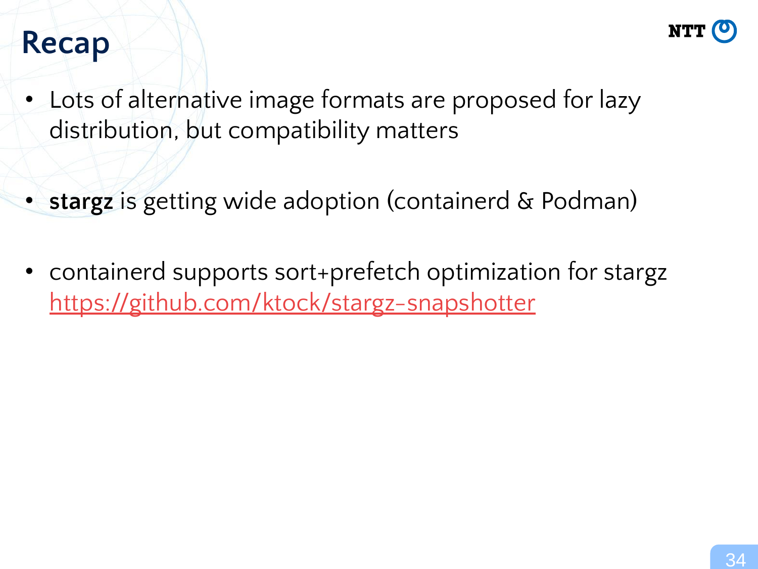# Recap

- Lots of alternative image formats are proposed for lazy distribution, but compatibility matters

- **stargz** is getting wide adoption (containerd & Podman)

- containerd supports sort+prefetch optimization for stargz
  https://github.com/ktock/stargz-snapshotter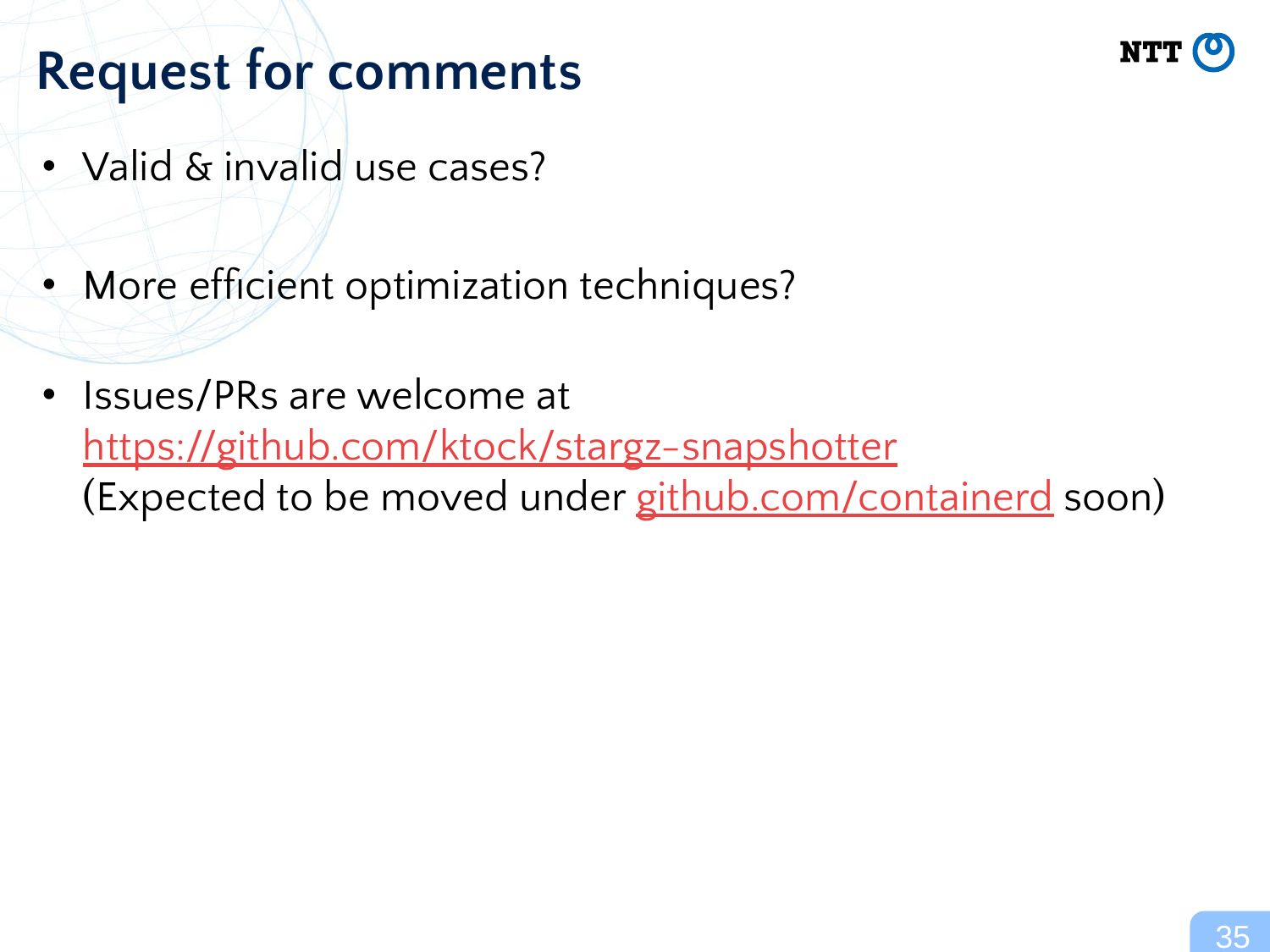# Request for comments

- Valid & invalid use cases?
- More efficient optimization techniques?
- Issues/PRs are welcome at https://github.com/ktock/stargz-snapshotter (Expected to be moved under github.com/containerd soon)